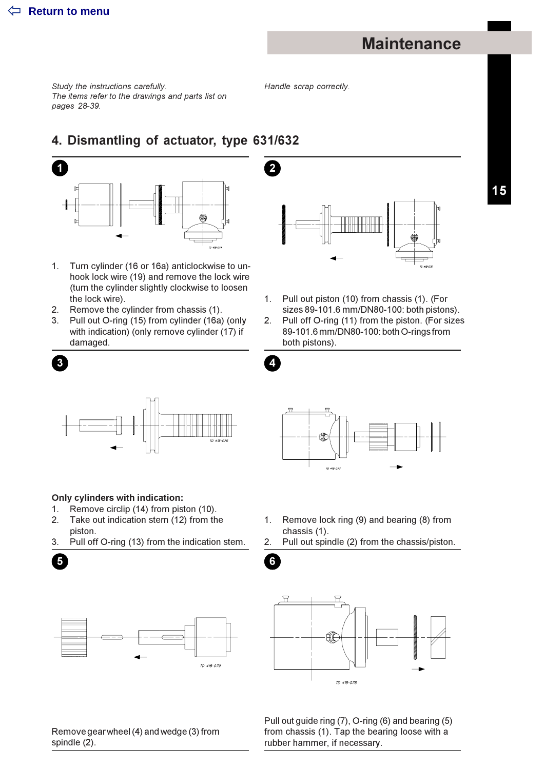# Maintenance

*Study the instructions carefully.*
*The items refer to the drawings and parts list on pages 28-39.*

*Handle scrap correctly.*

## 4. Dismantling of actuator, type 631/632

**1**

1. Turn cylinder (16 or 16a) anticlockwise to unhook lock wire (19) and remove the lock wire (turn the cylinder slightly clockwise to loosen the lock wire).
2. Remove the cylinder from chassis (1).
3. Pull out O-ring (15) from cylinder (16a) (only with indication) (only remove cylinder (17) if damaged.

**2**

1. Pull out piston (10) from chassis (1). (For sizes 89-101.6 mm/DN80-100: both pistons).
2. Pull off O-ring (11) from the piston. (For sizes 89-101.6 mm/DN80-100: both O-rings from both pistons).

**3**

**Only cylinders with indication:**

1. Remove circlip (14) from piston (10).
2. Take out indication stem (12) from the piston.
3. Pull off O-ring (13) from the indication stem.

**4**

1. Remove lock ring (9) and bearing (8) from chassis (1).
2. Pull out spindle (2) from the chassis/piston.

**5**

Remove gear wheel (4) and wedge (3) from spindle (2).

**6**

Pull out guide ring (7), O-ring (6) and bearing (5) from chassis (1). Tap the bearing loose with a rubber hammer, if necessary.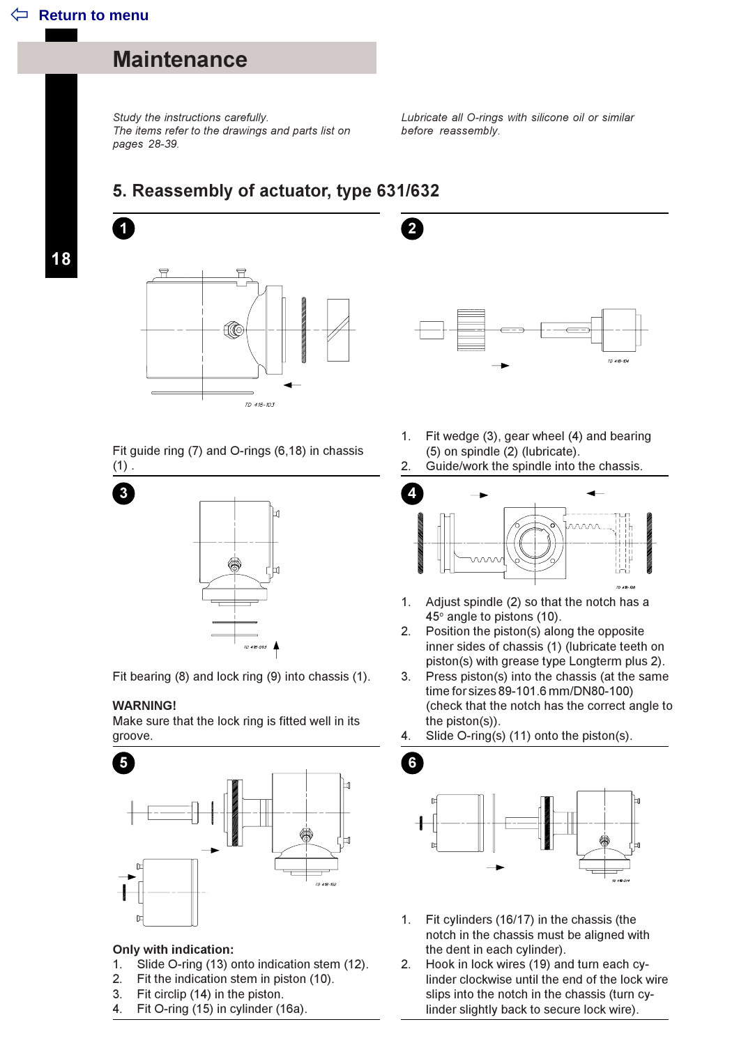# Maintenance

*Study the instructions carefully.*
*The items refer to the drawings and parts list on pages 28-39.*

*Lubricate all O-rings with silicone oil or similar before reassembly.*

## 5. Reassembly of actuator, type 631/632

**1**

Fit guide ring (7) and O-rings (6,18) in chassis (1) .

**2**

1. Fit wedge (3), gear wheel (4) and bearing (5) on spindle (2) (lubricate).
2. Guide/work the spindle into the chassis.

**3**

Fit bearing (8) and lock ring (9) into chassis (1).

**WARNING!**
Make sure that the lock ring is fitted well in its groove.

**4**

1. Adjust spindle (2) so that the notch has a 45° angle to pistons (10).
2. Position the piston(s) along the opposite inner sides of chassis (1) (lubricate teeth on piston(s) with grease type Longterm plus 2).
3. Press piston(s) into the chassis (at the same time for sizes 89-101.6 mm/DN80-100) (check that the notch has the correct angle to the piston(s)).
4. Slide O-ring(s) (11) onto the piston(s).

**5**

**Only with indication:**
1. Slide O-ring (13) onto indication stem (12).
2. Fit the indication stem in piston (10).
3. Fit circlip (14) in the piston.
4. Fit O-ring (15) in cylinder (16a).

**6**

1. Fit cylinders (16/17) in the chassis (the notch in the chassis must be aligned with the dent in each cylinder).
2. Hook in lock wires (19) and turn each cylinder clockwise until the end of the lock wire slips into the notch in the chassis (turn cylinder slightly back to secure lock wire).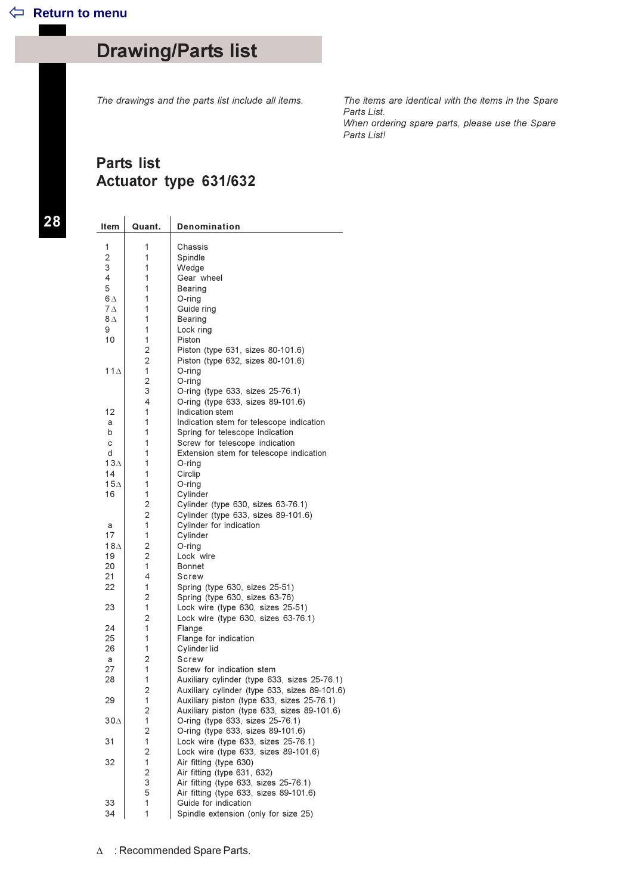[Return to menu](#)

# Drawing/Parts list

*The drawings and the parts list include all items.*

*The items are identical with the items in the Spare Parts List.*
*When ordering spare parts, please use the Spare Parts List!*

## Parts list
## Actuator type 631/632

| Item | Quant. | Denomination |
|---|---|---|
| 1 | 1 | Chassis |
| 2 | 1 | Spindle |
| 3 | 1 | Wedge |
| 4 | 1 | Gear wheel |
| 5 | 1 | Bearing |
| 6∆ | 1 | O-ring |
| 7∆ | 1 | Guide ring |
| 8∆ | 1 | Bearing |
| 9 | 1 | Lock ring |
| 10 | 1 | Piston |
| | 2 | Piston (type 631, sizes 80-101.6) |
| | 2 | Piston (type 632, sizes 80-101.6) |
| 11∆ | 1 | O-ring |
| | 2 | O-ring |
| | 3 | O-ring (type 633, sizes 25-76.1) |
| | 4 | O-ring (type 633, sizes 89-101.6) |
| 12 | 1 | Indication stem |
| a | 1 | Indication stem for telescope indication |
| b | 1 | Spring for telescope indication |
| c | 1 | Screw for telescope indication |
| d | 1 | Extension stem for telescope indication |
| 13∆ | 1 | O-ring |
| 14 | 1 | Circlip |
| 15∆ | 1 | O-ring |
| 16 | 1 | Cylinder |
| | 2 | Cylinder (type 630, sizes 63-76.1) |
| | 2 | Cylinder (type 633, sizes 89-101.6) |
| a | 1 | Cylinder for indication |
| 17 | 1 | Cylinder |
| 18∆ | 2 | O-ring |
| 19 | 2 | Lock wire |
| 20 | 1 | Bonnet |
| 21 | 4 | Screw |
| 22 | 1 | Spring (type 630, sizes 25-51) |
| | 2 | Spring (type 630, sizes 63-76) |
| 23 | 1 | Lock wire (type 630, sizes 25-51) |
| | 2 | Lock wire (type 630, sizes 63-76.1) |
| 24 | 1 | Flange |
| 25 | 1 | Flange for indication |
| 26 | 1 | Cylinder lid |
| a | 2 | Screw |
| 27 | 1 | Screw for indication stem |
| 28 | 1 | Auxiliary cylinder (type 633, sizes 25-76.1) |
| | 2 | Auxiliary cylinder (type 633, sizes 89-101.6) |
| 29 | 1 | Auxiliary piston (type 633, sizes 25-76.1) |
| | 2 | Auxiliary piston (type 633, sizes 89-101.6) |
| 30∆ | 1 | O-ring (type 633, sizes 25-76.1) |
| | 2 | O-ring (type 633, sizes 89-101.6) |
| 31 | 1 | Lock wire (type 633, sizes 25-76.1) |
| | 2 | Lock wire (type 633, sizes 89-101.6) |
| 32 | 1 | Air fitting (type 630) |
| | 2 | Air fitting (type 631, 632) |
| | 3 | Air fitting (type 633, sizes 25-76.1) |
| | 5 | Air fitting (type 633, sizes 89-101.6) |
| 33 | 1 | Guide for indication |
| 34 | 1 | Spindle extension (only for size 25) |

∆ : Recommended Spare Parts.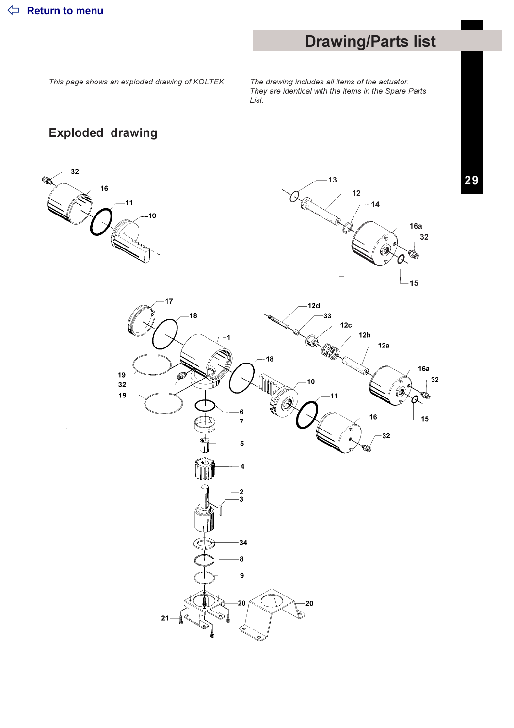Return to menu

# Drawing/Parts list

*This page shows an exploded drawing of KOLTEK.*

*The drawing includes all items of the actuator. They are identical with the items in the Spare Parts List.*

## Exploded drawing

32
16
11
10
13
12
14
16a
32
15
17
18
1
19
32
19
18
10
11
16
32
12d
33
12c
12b
12a
16a
32
15
6
7
5
4
2
3
34
8
9
20
21
20